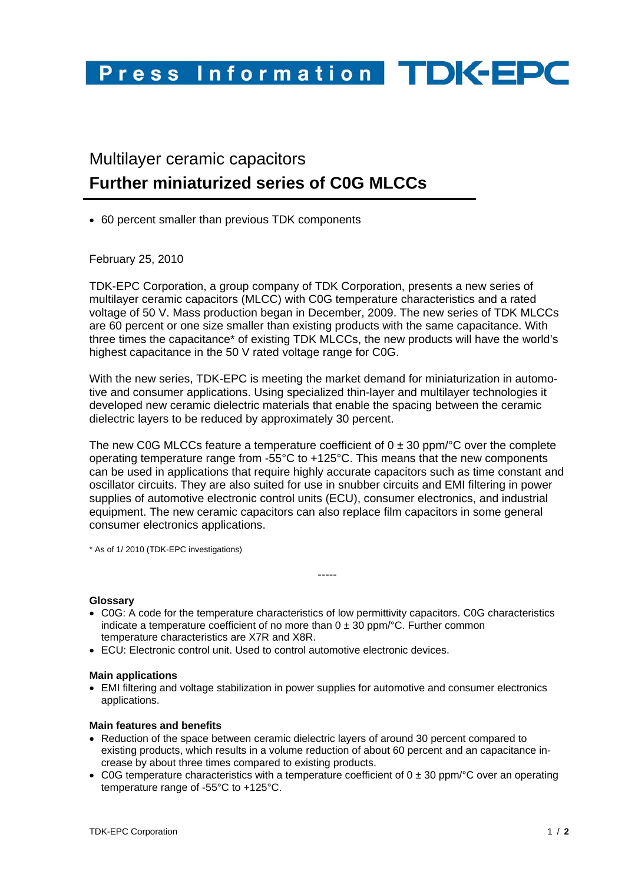# Press Information TDK-EPC

## Multilayer ceramic capacitors
## **Further miniaturized series of C0G MLCCs**

- 60 percent smaller than previous TDK components

February 25, 2010

TDK-EPC Corporation, a group company of TDK Corporation, presents a new series of multilayer ceramic capacitors (MLCC) with C0G temperature characteristics and a rated voltage of 50 V. Mass production began in December, 2009. The new series of TDK MLCCs are 60 percent or one size smaller than existing products with the same capacitance. With three times the capacitance* of existing TDK MLCCs, the new products will have the world's highest capacitance in the 50 V rated voltage range for C0G.

With the new series, TDK-EPC is meeting the market demand for miniaturization in automotive and consumer applications. Using specialized thin-layer and multilayer technologies it developed new ceramic dielectric materials that enable the spacing between the ceramic dielectric layers to be reduced by approximately 30 percent.

The new C0G MLCCs feature a temperature coefficient of 0 ± 30 ppm/°C over the complete operating temperature range from -55°C to +125°C. This means that the new components can be used in applications that require highly accurate capacitors such as time constant and oscillator circuits. They are also suited for use in snubber circuits and EMI filtering in power supplies of automotive electronic control units (ECU), consumer electronics, and industrial equipment. The new ceramic capacitors can also replace film capacitors in some general consumer electronics applications.

* As of 1/ 2010 (TDK-EPC investigations)

-----

**Glossary**

- C0G: A code for the temperature characteristics of low permittivity capacitors. C0G characteristics indicate a temperature coefficient of no more than 0 ± 30 ppm/°C. Further common temperature characteristics are X7R and X8R.
- ECU: Electronic control unit. Used to control automotive electronic devices.

**Main applications**

- EMI filtering and voltage stabilization in power supplies for automotive and consumer electronics applications.

**Main features and benefits**

- Reduction of the space between ceramic dielectric layers of around 30 percent compared to existing products, which results in a volume reduction of about 60 percent and an capacitance increase by about three times compared to existing products.
- C0G temperature characteristics with a temperature coefficient of 0 ± 30 ppm/°C over an operating temperature range of -55°C to +125°C.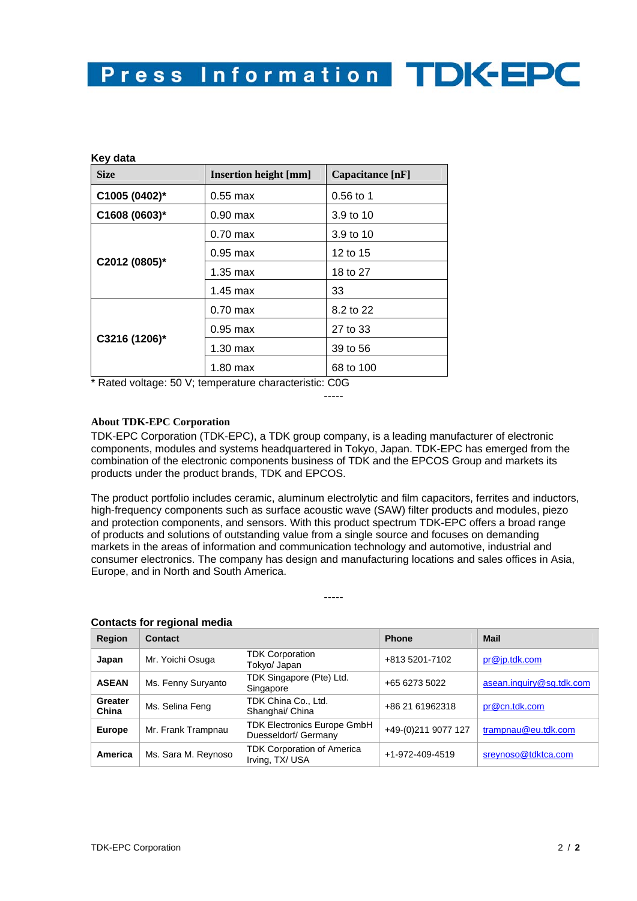**Key data**

| Size | Insertion height [mm] | Capacitance [nF] |
|---|---|---|
| C1005 (0402)* | 0.55 max | 0.56 to 1 |
| C1608 (0603)* | 0.90 max | 3.9 to 10 |
| C2012 (0805)* | 0.70 max | 3.9 to 10 |
| | 0.95 max | 12 to 15 |
| | 1.35 max | 18 to 27 |
| | 1.45 max | 33 |
| C3216 (1206)* | 0.70 max | 8.2 to 22 |
| | 0.95 max | 27 to 33 |
| | 1.30 max | 39 to 56 |
| | 1.80 max | 68 to 100 |

* Rated voltage: 50 V; temperature characteristic: C0G

-----

**About TDK-EPC Corporation**

TDK-EPC Corporation (TDK-EPC), a TDK group company, is a leading manufacturer of electronic components, modules and systems headquartered in Tokyo, Japan. TDK-EPC has emerged from the combination of the electronic components business of TDK and the EPCOS Group and markets its products under the product brands, TDK and EPCOS.

The product portfolio includes ceramic, aluminum electrolytic and film capacitors, ferrites and inductors, high-frequency components such as surface acoustic wave (SAW) filter products and modules, piezo and protection components, and sensors. With this product spectrum TDK-EPC offers a broad range of products and solutions of outstanding value from a single source and focuses on demanding markets in the areas of information and communication technology and automotive, industrial and consumer electronics. The company has design and manufacturing locations and sales offices in Asia, Europe, and in North and South America.

-----

**Contacts for regional media**

| Region | Contact | | Phone | Mail |
|---|---|---|---|---|
| Japan | Mr. Yoichi Osuga | TDK Corporation Tokyo/ Japan | +813 5201-7102 | pr@jp.tdk.com |
| ASEAN | Ms. Fenny Suryanto | TDK Singapore (Pte) Ltd. Singapore | +65 6273 5022 | asean.inquiry@sg.tdk.com |
| Greater China | Ms. Selina Feng | TDK China Co., Ltd. Shanghai/ China | +86 21 61962318 | pr@cn.tdk.com |
| Europe | Mr. Frank Trampnau | TDK Electronics Europe GmbH Duesseldorf/ Germany | +49-(0)211 9077 127 | trampnau@eu.tdk.com |
| America | Ms. Sara M. Reynoso | TDK Corporation of America Irving, TX/ USA | +1-972-409-4519 | sreynoso@tdktca.com |